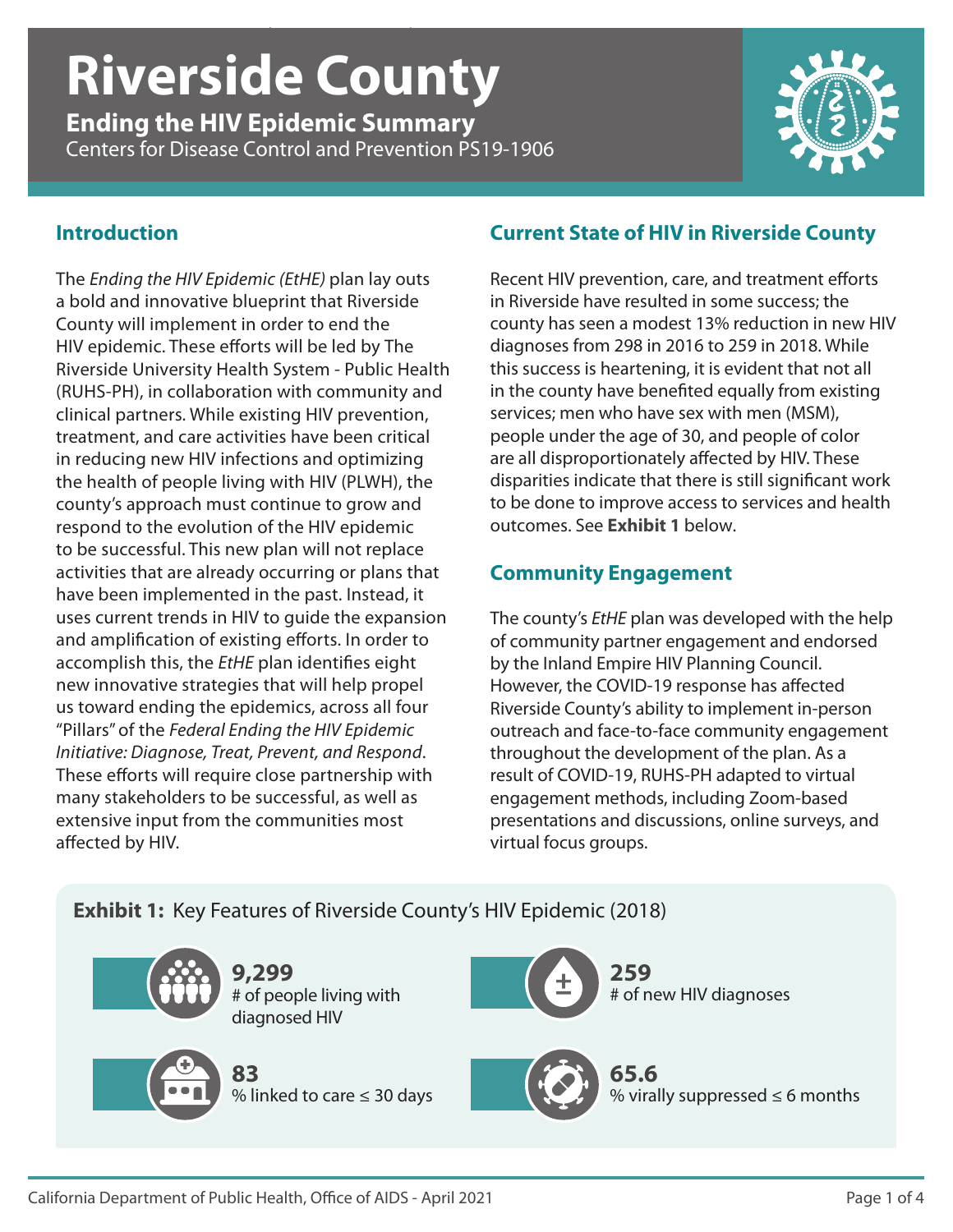# Riverside County

## Ending the HIV Epidemic Summary

Centers for Disease Control and Prevention PS19-1906

## Introduction

The *Ending the HIV Epidemic (EtHE)* plan lay outs a bold and innovative blueprint that Riverside County will implement in order to end the HIV epidemic. These efforts will be led by The Riverside University Health System - Public Health (RUHS-PH), in collaboration with community and clinical partners. While existing HIV prevention, treatment, and care activities have been critical in reducing new HIV infections and optimizing the health of people living with HIV (PLWH), the county's approach must continue to grow and respond to the evolution of the HIV epidemic to be successful. This new plan will not replace activities that are already occurring or plans that have been implemented in the past. Instead, it uses current trends in HIV to guide the expansion and amplification of existing efforts. In order to accomplish this, the *EtHE* plan identifies eight new innovative strategies that will help propel us toward ending the epidemics, across all four "Pillars" of the *Federal Ending the HIV Epidemic Initiative: Diagnose, Treat, Prevent, and Respond*. These efforts will require close partnership with many stakeholders to be successful, as well as extensive input from the communities most affected by HIV.

## Current State of HIV in Riverside County

Recent HIV prevention, care, and treatment efforts in Riverside have resulted in some success; the county has seen a modest 13% reduction in new HIV diagnoses from 298 in 2016 to 259 in 2018. While this success is heartening, it is evident that not all in the county have benefited equally from existing services; men who have sex with men (MSM), people under the age of 30, and people of color are all disproportionately affected by HIV. These disparities indicate that there is still significant work to be done to improve access to services and health outcomes. See **Exhibit 1** below.

## Community Engagement

The county's *EtHE* plan was developed with the help of community partner engagement and endorsed by the Inland Empire HIV Planning Council. However, the COVID-19 response has affected Riverside County's ability to implement in-person outreach and face-to-face community engagement throughout the development of the plan. As a result of COVID-19, RUHS-PH adapted to virtual engagement methods, including Zoom-based presentations and discussions, online surveys, and virtual focus groups.

**Exhibit 1:** Key Features of Riverside County's HIV Epidemic (2018)

- **9,299** # of people living with diagnosed HIV
- **259** # of new HIV diagnoses
- **83** % linked to care ≤ 30 days
- **65.6** % virally suppressed ≤ 6 months

California Department of Public Health, Office of AIDS - April 2021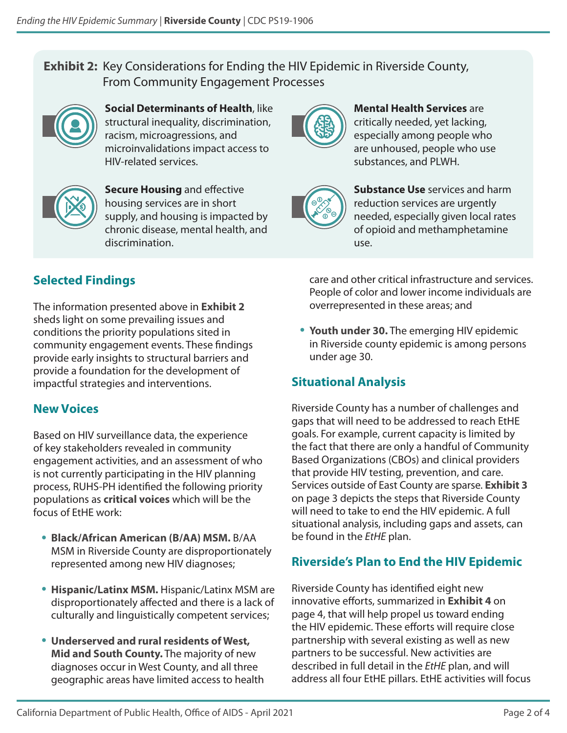**Exhibit 2:** Key Considerations for Ending the HIV Epidemic in Riverside County, From Community Engagement Processes

**Social Determinants of Health**, like structural inequality, discrimination, racism, microagressions, and microinvalidations impact access to HIV-related services.

**Mental Health Services** are critically needed, yet lacking, especially among people who are unhoused, people who use substances, and PLWH.

**Secure Housing** and effective housing services are in short supply, and housing is impacted by chronic disease, mental health, and discrimination.

**Substance Use** services and harm reduction services are urgently needed, especially given local rates of opioid and methamphetamine use.

## Selected Findings

The information presented above in **Exhibit 2** sheds light on some prevailing issues and conditions the priority populations sited in community engagement events. These findings provide early insights to structural barriers and provide a foundation for the development of impactful strategies and interventions.

## New Voices

Based on HIV surveillance data, the experience of key stakeholders revealed in community engagement activities, and an assessment of who is not currently participating in the HIV planning process, RUHS-PH identified the following priority populations as **critical voices** which will be the focus of EtHE work:

- **Black/African American (B/AA) MSM.** B/AA MSM in Riverside County are disproportionately represented among new HIV diagnoses;
- **Hispanic/Latinx MSM.** Hispanic/Latinx MSM are disproportionately affected and there is a lack of culturally and linguistically competent services;
- **Underserved and rural residents of West, Mid and South County.** The majority of new diagnoses occur in West County, and all three geographic areas have limited access to health care and other critical infrastructure and services. People of color and lower income individuals are overrepresented in these areas; and
- **Youth under 30.** The emerging HIV epidemic in Riverside county epidemic is among persons under age 30.

## Situational Analysis

Riverside County has a number of challenges and gaps that will need to be addressed to reach EtHE goals. For example, current capacity is limited by the fact that there are only a handful of Community Based Organizations (CBOs) and clinical providers that provide HIV testing, prevention, and care. Services outside of East County are sparse. **Exhibit 3** on page 3 depicts the steps that Riverside County will need to take to end the HIV epidemic. A full situational analysis, including gaps and assets, can be found in the *EtHE* plan.

## Riverside's Plan to End the HIV Epidemic

Riverside County has identified eight new innovative efforts, summarized in **Exhibit 4** on page 4, that will help propel us toward ending the HIV epidemic. These efforts will require close partnership with several existing as well as new partners to be successful. New activities are described in full detail in the *EtHE* plan, and will address all four EtHE pillars. EtHE activities will focus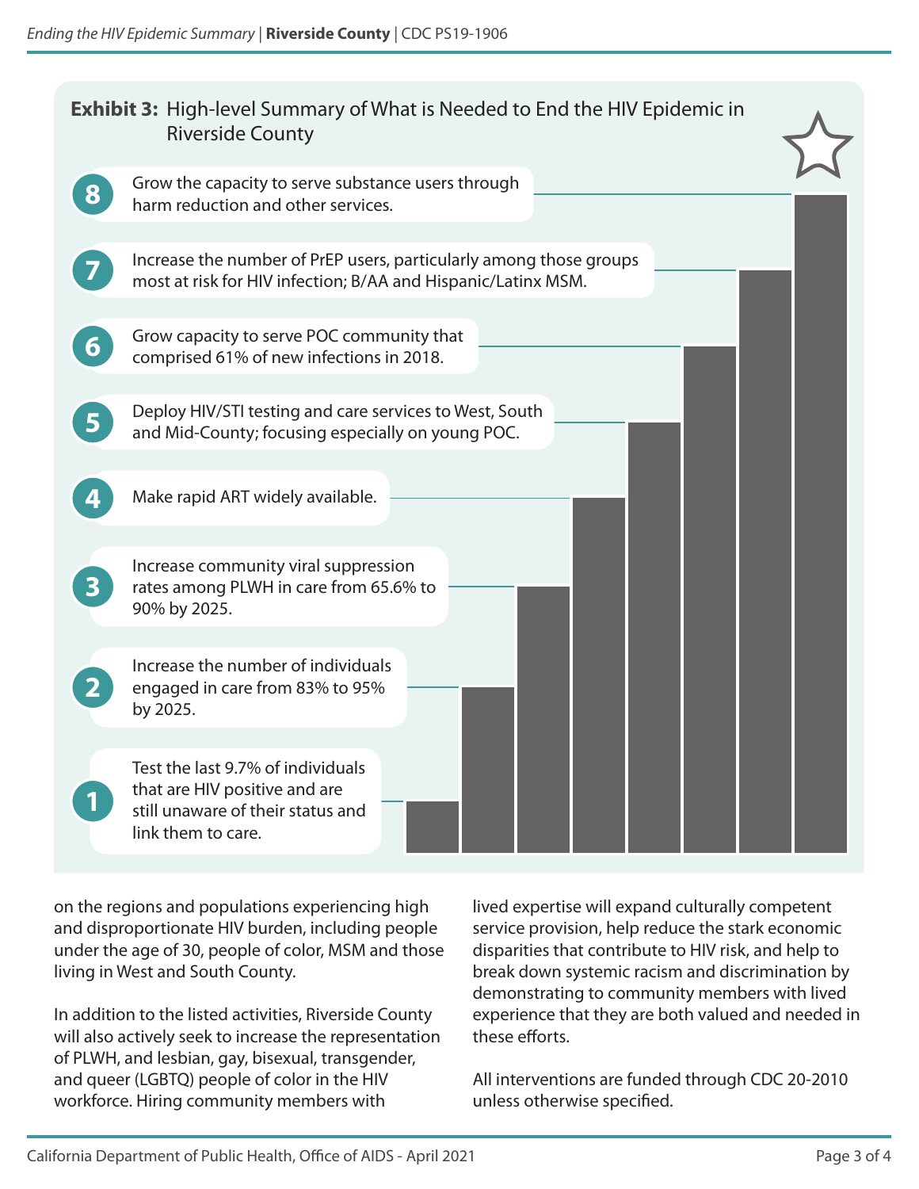## Exhibit 3: High-level Summary of What is Needed to End the HIV Epidemic in Riverside County

8. Grow the capacity to serve substance users through harm reduction and other services.
7. Increase the number of PrEP users, particularly among those groups most at risk for HIV infection; B/AA and Hispanic/Latinx MSM.
6. Grow capacity to serve POC community that comprised 61% of new infections in 2018.
5. Deploy HIV/STI testing and care services to West, South and Mid-County; focusing especially on young POC.
4. Make rapid ART widely available.
3. Increase community viral suppression rates among PLWH in care from 65.6% to 90% by 2025.
2. Increase the number of individuals engaged in care from 83% to 95% by 2025.
1. Test the last 9.7% of individuals that are HIV positive and are still unaware of their status and link them to care.

on the regions and populations experiencing high and disproportionate HIV burden, including people under the age of 30, people of color, MSM and those living in West and South County.

In addition to the listed activities, Riverside County will also actively seek to increase the representation of PLWH, and lesbian, gay, bisexual, transgender, and queer (LGBTQ) people of color in the HIV workforce. Hiring community members with lived expertise will expand culturally competent service provision, help reduce the stark economic disparities that contribute to HIV risk, and help to break down systemic racism and discrimination by demonstrating to community members with lived experience that they are both valued and needed in these efforts.

All interventions are funded through CDC 20-2010 unless otherwise specified.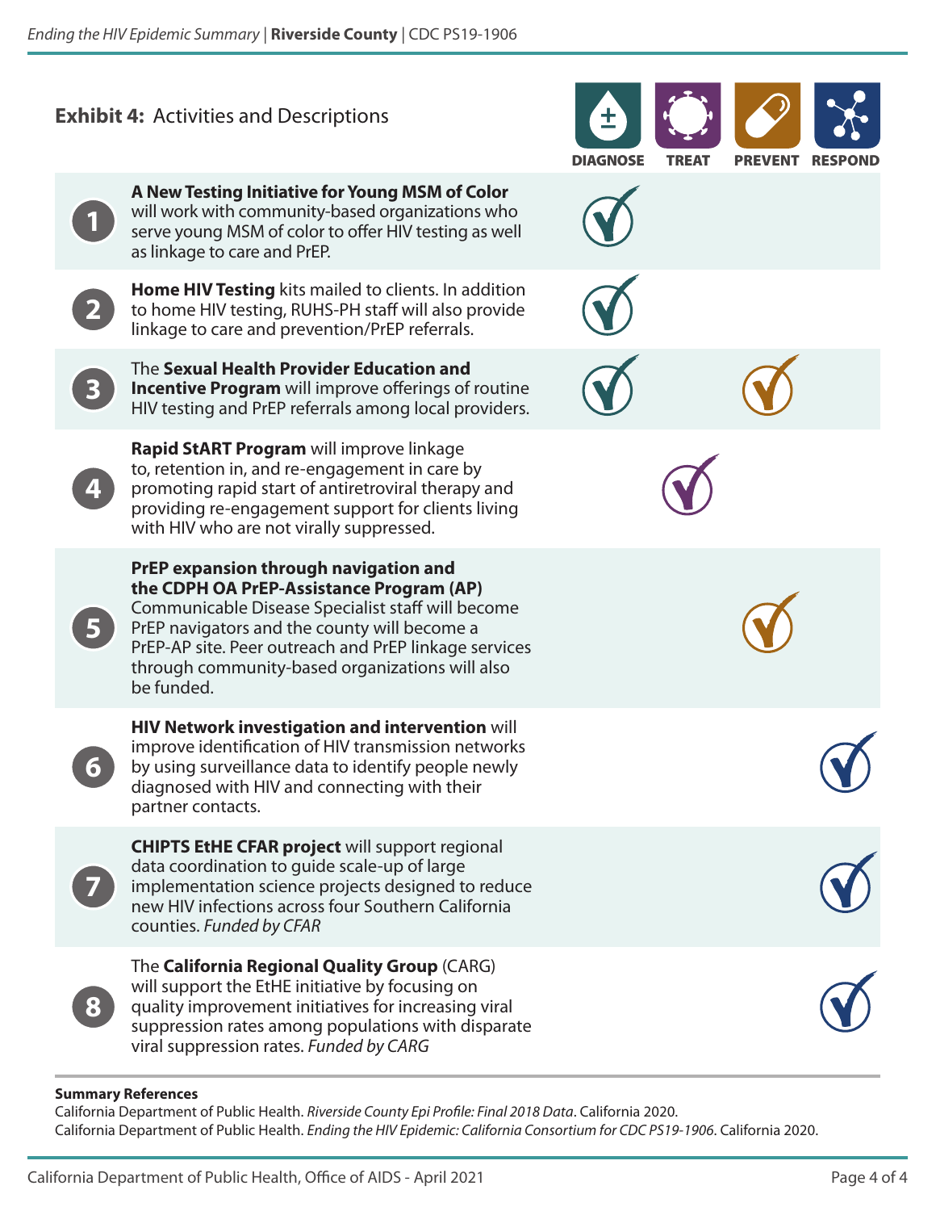## Exhibit 4: Activities and Descriptions

| # | Activity | DIAGNOSE | TREAT | PREVENT | RESPOND |
|---|---|---|---|---|---|
| 1 | **A New Testing Initiative for Young MSM of Color** will work with community-based organizations who serve young MSM of color to offer HIV testing as well as linkage to care and PrEP. | ✓ | | | |
| 2 | **Home HIV Testing** kits mailed to clients. In addition to home HIV testing, RUHS-PH staff will also provide linkage to care and prevention/PrEP referrals. | ✓ | | | |
| 3 | The **Sexual Health Provider Education and Incentive Program** will improve offerings of routine HIV testing and PrEP referrals among local providers. | ✓ | | ✓ | |
| 4 | **Rapid StART Program** will improve linkage to, retention in, and re-engagement in care by promoting rapid start of antiretroviral therapy and providing re-engagement support for clients living with HIV who are not virally suppressed. | | ✓ | | |
| 5 | **PrEP expansion through navigation and the CDPH OA PrEP-Assistance Program (AP)** Communicable Disease Specialist staff will become PrEP navigators and the county will become a PrEP-AP site. Peer outreach and PrEP linkage services through community-based organizations will also be funded. | | | ✓ | |
| 6 | **HIV Network investigation and intervention** will improve identification of HIV transmission networks by using surveillance data to identify people newly diagnosed with HIV and connecting with their partner contacts. | | | | ✓ |
| 7 | **CHIPTS EtHE CFAR project** will support regional data coordination to guide scale-up of large implementation science projects designed to reduce new HIV infections across four Southern California counties. *Funded by CFAR* | | | | ✓ |
| 8 | The **California Regional Quality Group** (CARG) will support the EtHE initiative by focusing on quality improvement initiatives for increasing viral suppression rates among populations with disparate viral suppression rates. *Funded by CARG* | | | | ✓ |

**Summary References**

California Department of Public Health. *Riverside County Epi Profile: Final 2018 Data*. California 2020.

California Department of Public Health. *Ending the HIV Epidemic: California Consortium for CDC PS19-1906*. California 2020.